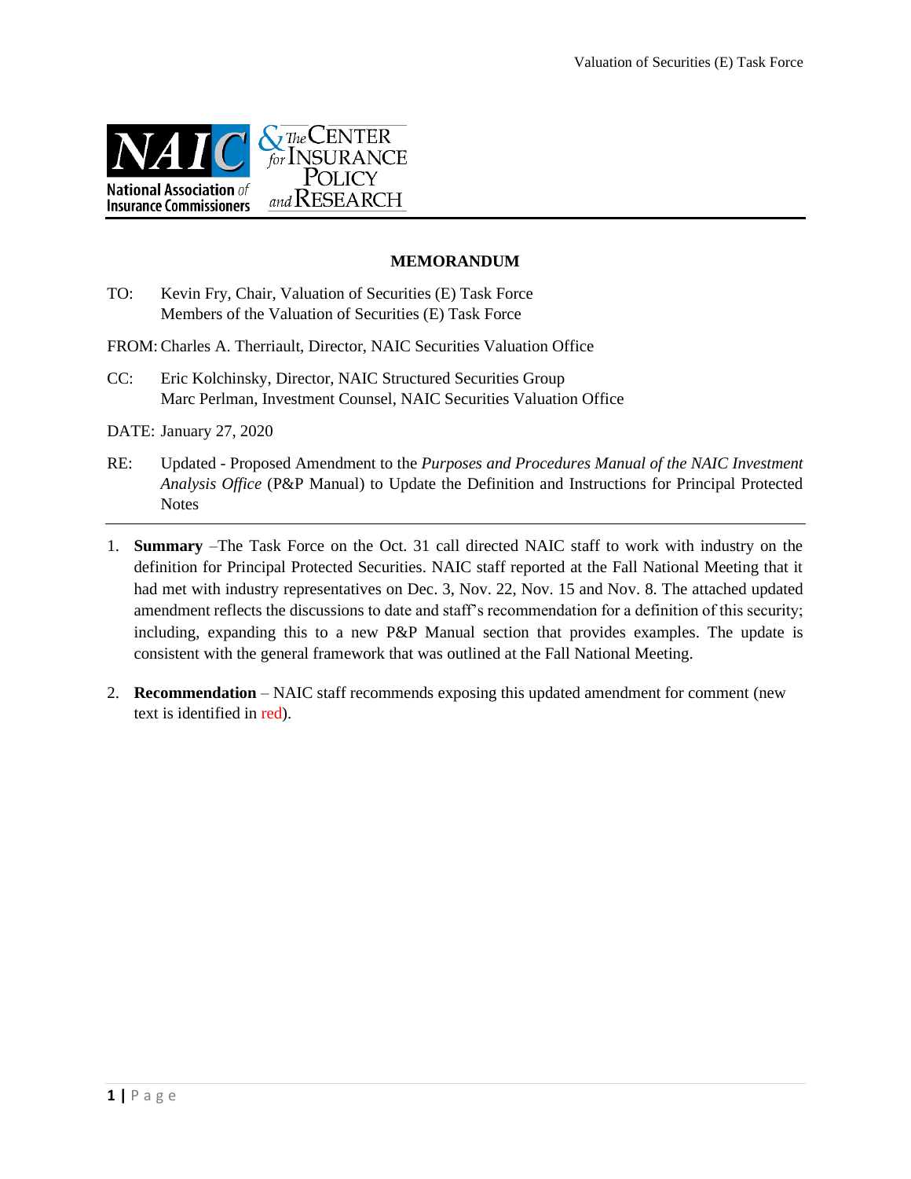**MEMORANDUM**

TO: Kevin Fry, Chair, Valuation of Securities (E) Task Force
Members of the Valuation of Securities (E) Task Force

FROM: Charles A. Therriault, Director, NAIC Securities Valuation Office

CC: Eric Kolchinsky, Director, NAIC Structured Securities Group
Marc Perlman, Investment Counsel, NAIC Securities Valuation Office

DATE: January 27, 2020

RE: Updated - Proposed Amendment to the *Purposes and Procedures Manual of the NAIC Investment Analysis Office* (P&P Manual) to Update the Definition and Instructions for Principal Protected Notes

---

1. **Summary** –The Task Force on the Oct. 31 call directed NAIC staff to work with industry on the definition for Principal Protected Securities. NAIC staff reported at the Fall National Meeting that it had met with industry representatives on Dec. 3, Nov. 22, Nov. 15 and Nov. 8. The attached updated amendment reflects the discussions to date and staff's recommendation for a definition of this security; including, expanding this to a new P&P Manual section that provides examples. The update is consistent with the general framework that was outlined at the Fall National Meeting.

2. **Recommendation** – NAIC staff recommends exposing this updated amendment for comment (new text is identified in red).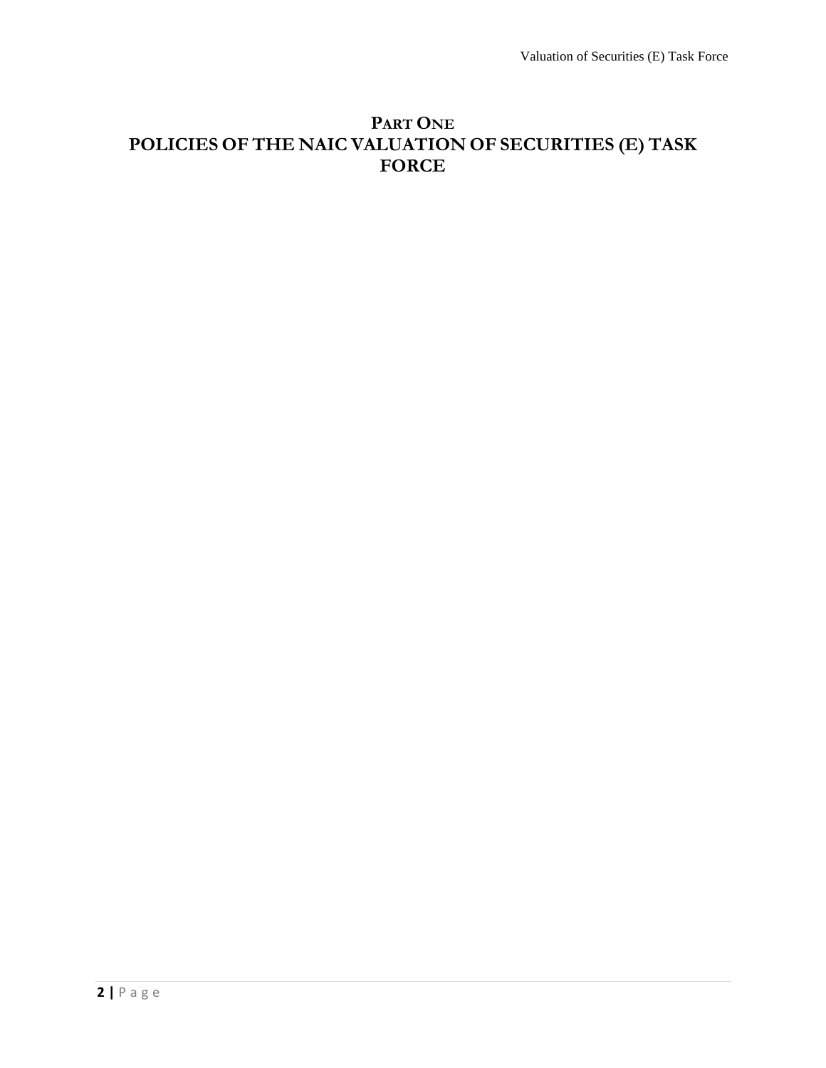# PART ONE
# POLICIES OF THE NAIC VALUATION OF SECURITIES (E) TASK FORCE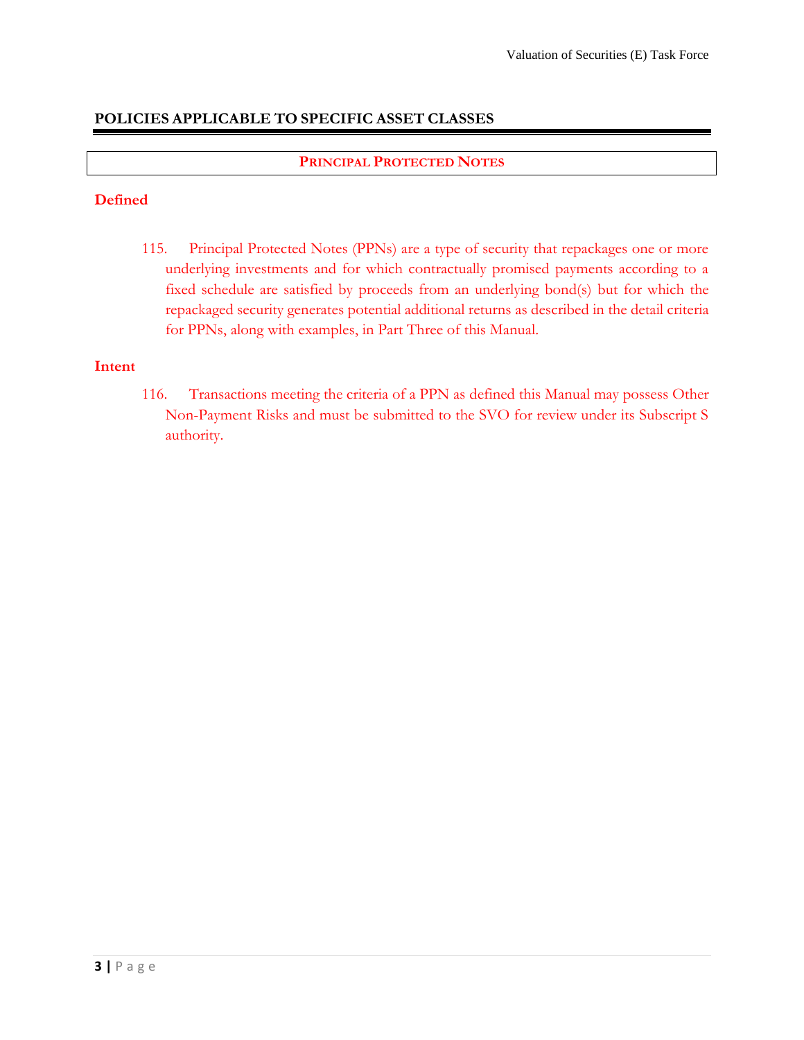## POLICIES APPLICABLE TO SPECIFIC ASSET CLASSES

### PRINCIPAL PROTECTED NOTES

**Defined**

115. Principal Protected Notes (PPNs) are a type of security that repackages one or more underlying investments and for which contractually promised payments according to a fixed schedule are satisfied by proceeds from an underlying bond(s) but for which the repackaged security generates potential additional returns as described in the detail criteria for PPNs, along with examples, in Part Three of this Manual.

**Intent**

116. Transactions meeting the criteria of a PPN as defined this Manual may possess Other Non-Payment Risks and must be submitted to the SVO for review under its Subscript S authority.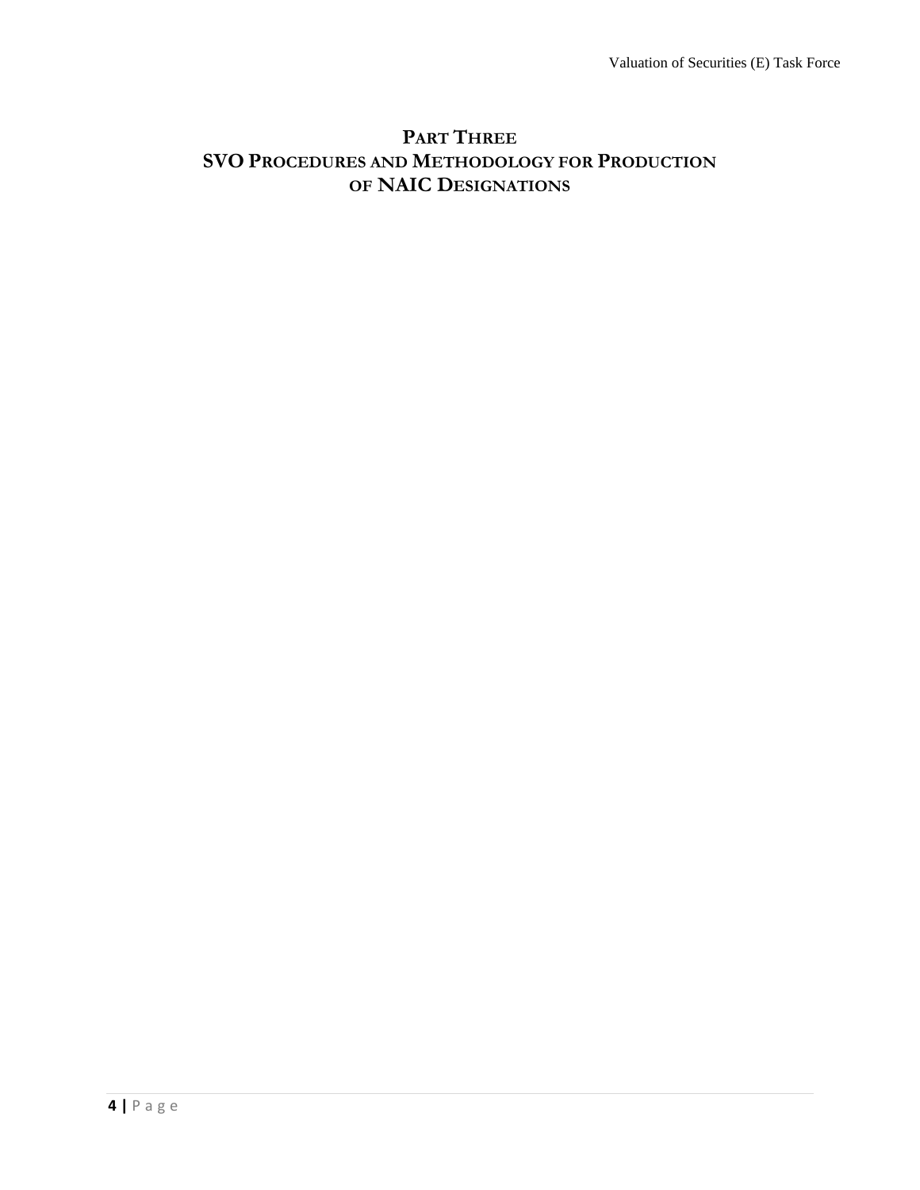# PART THREE
# SVO PROCEDURES AND METHODOLOGY FOR PRODUCTION OF NAIC DESIGNATIONS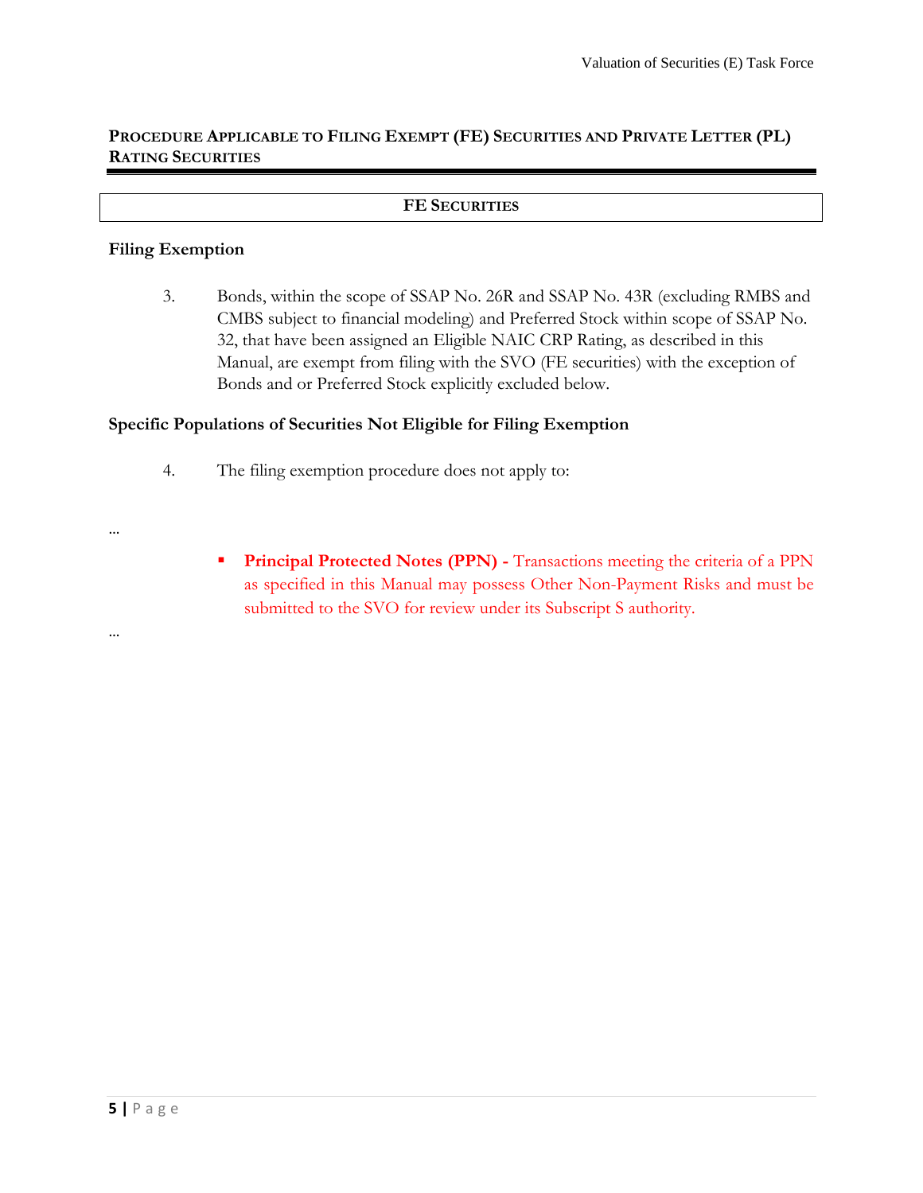**PROCEDURE APPLICABLE TO FILING EXEMPT (FE) SECURITIES AND PRIVATE LETTER (PL) RATING SECURITIES**

**FE SECURITIES**

**Filing Exemption**

3. Bonds, within the scope of SSAP No. 26R and SSAP No. 43R (excluding RMBS and CMBS subject to financial modeling) and Preferred Stock within scope of SSAP No. 32, that have been assigned an Eligible NAIC CRP Rating, as described in this Manual, are exempt from filing with the SVO (FE securities) with the exception of Bonds and or Preferred Stock explicitly excluded below.

**Specific Populations of Securities Not Eligible for Filing Exemption**

4. The filing exemption procedure does not apply to:

…

- **Principal Protected Notes (PPN) -** Transactions meeting the criteria of a PPN as specified in this Manual may possess Other Non-Payment Risks and must be submitted to the SVO for review under its Subscript S authority.

…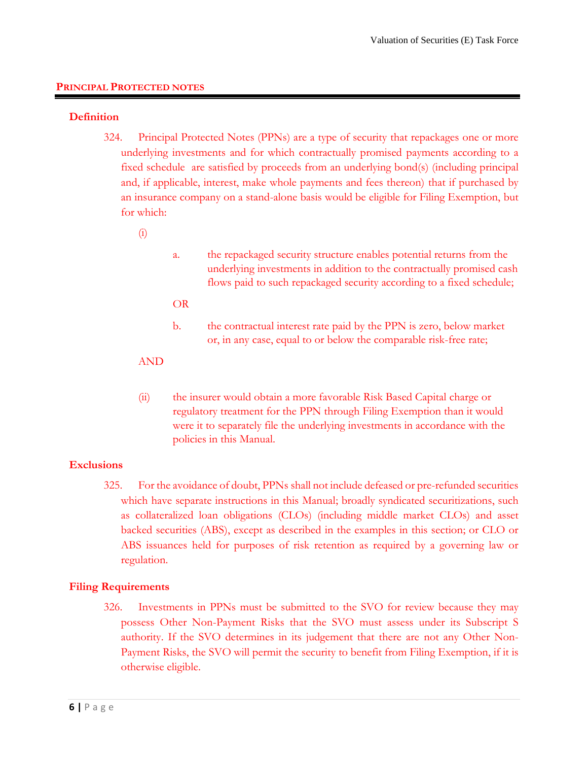## PRINCIPAL PROTECTED NOTES

### Definition

324. Principal Protected Notes (PPNs) are a type of security that repackages one or more underlying investments and for which contractually promised payments according to a fixed schedule are satisfied by proceeds from an underlying bond(s) (including principal and, if applicable, interest, make whole payments and fees thereon) that if purchased by an insurance company on a stand-alone basis would be eligible for Filing Exemption, but for which:

(i)

a. the repackaged security structure enables potential returns from the underlying investments in addition to the contractually promised cash flows paid to such repackaged security according to a fixed schedule;

OR

b. the contractual interest rate paid by the PPN is zero, below market or, in any case, equal to or below the comparable risk-free rate;

AND

(ii) the insurer would obtain a more favorable Risk Based Capital charge or regulatory treatment for the PPN through Filing Exemption than it would were it to separately file the underlying investments in accordance with the policies in this Manual.

### Exclusions

325. For the avoidance of doubt, PPNs shall not include defeased or pre-refunded securities which have separate instructions in this Manual; broadly syndicated securitizations, such as collateralized loan obligations (CLOs) (including middle market CLOs) and asset backed securities (ABS), except as described in the examples in this section; or CLO or ABS issuances held for purposes of risk retention as required by a governing law or regulation.

### Filing Requirements

326. Investments in PPNs must be submitted to the SVO for review because they may possess Other Non-Payment Risks that the SVO must assess under its Subscript S authority. If the SVO determines in its judgement that there are not any Other Non-Payment Risks, the SVO will permit the security to benefit from Filing Exemption, if it is otherwise eligible.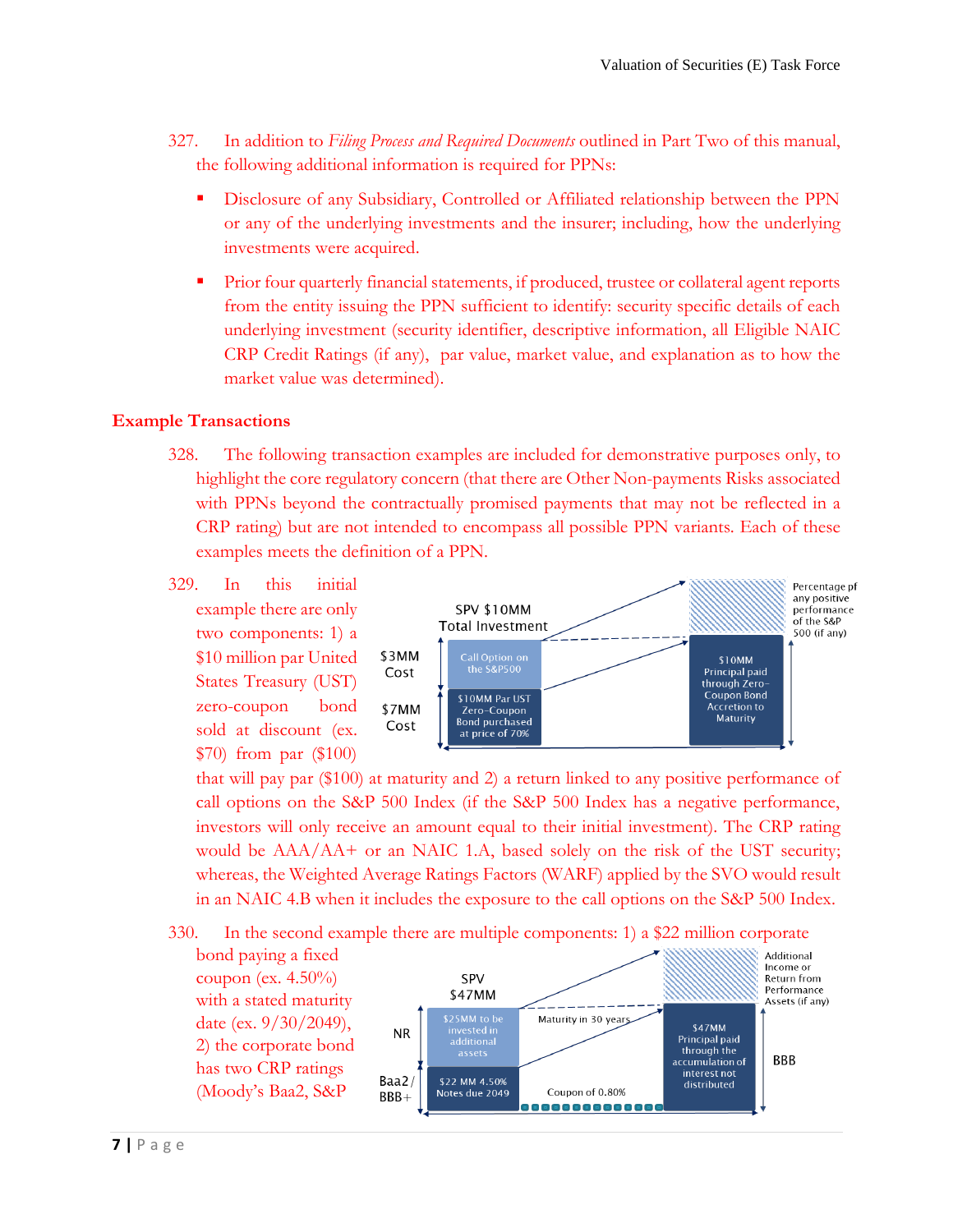327. In addition to *Filing Process and Required Documents* outlined in Part Two of this manual, the following additional information is required for PPNs:

- Disclosure of any Subsidiary, Controlled or Affiliated relationship between the PPN or any of the underlying investments and the insurer; including, how the underlying investments were acquired.
- Prior four quarterly financial statements, if produced, trustee or collateral agent reports from the entity issuing the PPN sufficient to identify: security specific details of each underlying investment (security identifier, descriptive information, all Eligible NAIC CRP Credit Ratings (if any), par value, market value, and explanation as to how the market value was determined).

## Example Transactions

328. The following transaction examples are included for demonstrative purposes only, to highlight the core regulatory concern (that there are Other Non-payments Risks associated with PPNs beyond the contractually promised payments that may not be reflected in a CRP rating) but are not intended to encompass all possible PPN variants. Each of these examples meets the definition of a PPN.

329. In this initial example there are only two components: 1) a $10 million par United States Treasury (UST) zero-coupon bond sold at discount (ex. $70) from par ($100) that will pay par ($100) at maturity and 2) a return linked to any positive performance of call options on the S&P 500 Index (if the S&P 500 Index has a negative performance, investors will only receive an amount equal to their initial investment). The CRP rating would be AAA/AA+ or an NAIC 1.A, based solely on the risk of the UST security; whereas, the Weighted Average Ratings Factors (WARF) applied by the SVO would result in an NAIC 4.B when it includes the exposure to the call options on the S&P 500 Index.

330. In the second example there are multiple components: 1) a $22 million corporate bond paying a fixed coupon (ex. 4.50%) with a stated maturity date (ex. 9/30/2049), 2) the corporate bond has two CRP ratings (Moody's Baa2, S&P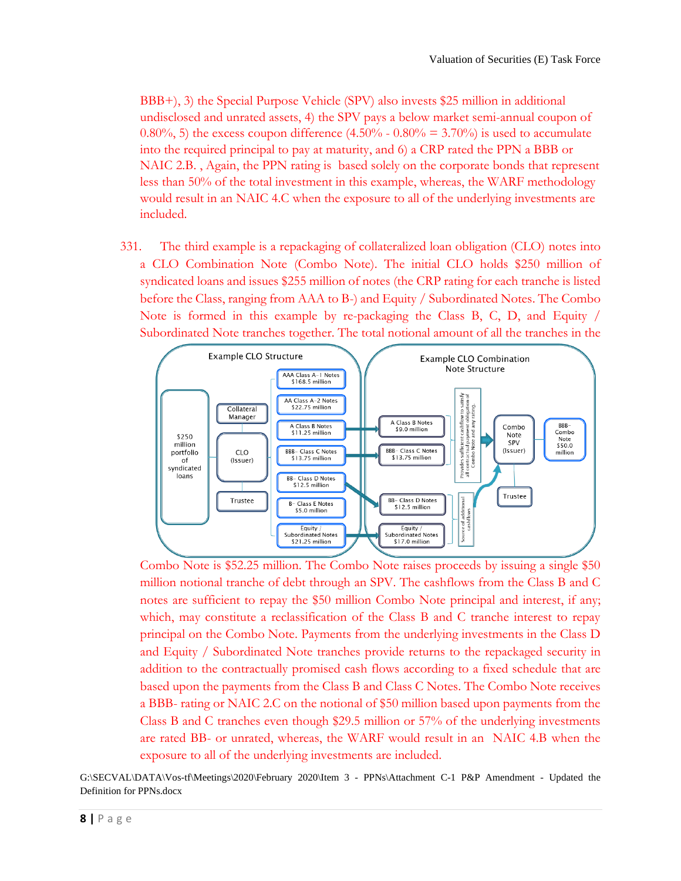BBB+), 3) the Special Purpose Vehicle (SPV) also invests $25 million in additional undisclosed and unrated assets, 4) the SPV pays a below market semi-annual coupon of 0.80%, 5) the excess coupon difference (4.50% - 0.80% = 3.70%) is used to accumulate into the required principal to pay at maturity, and 6) a CRP rated the PPN a BBB or NAIC 2.B. , Again, the PPN rating is based solely on the corporate bonds that represent less than 50% of the total investment in this example, whereas, the WARF methodology would result in an NAIC 4.C when the exposure to all of the underlying investments are included.

331. The third example is a repackaging of collateralized loan obligation (CLO) notes into a CLO Combination Note (Combo Note). The initial CLO holds $250 million of syndicated loans and issues $255 million of notes (the CRP rating for each tranche is listed before the Class, ranging from AAA to B-) and Equity / Subordinated Notes. The Combo Note is formed in this example by re-packaging the Class B, C, D, and Equity / Subordinated Note tranches together. The total notional amount of all the tranches in the

Example CLO Structure

$250 million portfolio of syndicated loans

Collateral Manager

CLO (Issuer)

Trustee

AAA Class A-1 Notes $168.5 million

AA Class A-2 Notes $22.75 million

A Class B Notes $11.25 million

BBB- Class C Notes $13.75 million

BB- Class D Notes $12.5 million

B- Class E Notes $5.0 million

Equity / Subordinated Notes $21.25 million

Example CLO Combination Note Structure

A Class B Notes $9.0 million

BBB- Class C Notes $13.75 million

BB- Class D Notes $12.5 million

Equity / Subordinated Notes $17.0 million

Provides sufficient cashflow to satisfy all contractual payment obligations of Combo Note and any rating.

Source of additional cashflows

Combo Note SPV (Issuer)

Trustee

BBB- Combo Note $50.0 million

Combo Note is $52.25 million. The Combo Note raises proceeds by issuing a single $50 million notional tranche of debt through an SPV. The cashflows from the Class B and C notes are sufficient to repay the $50 million Combo Note principal and interest, if any; which, may constitute a reclassification of the Class B and C tranche interest to repay principal on the Combo Note. Payments from the underlying investments in the Class D and Equity / Subordinated Note tranches provide returns to the repackaged security in addition to the contractually promised cash flows according to a fixed schedule that are based upon the payments from the Class B and Class C Notes. The Combo Note receives a BBB- rating or NAIC 2.C on the notional of $50 million based upon payments from the Class B and C tranches even though $29.5 million or 57% of the underlying investments are rated BB- or unrated, whereas, the WARF would result in an NAIC 4.B when the exposure to all of the underlying investments are included.